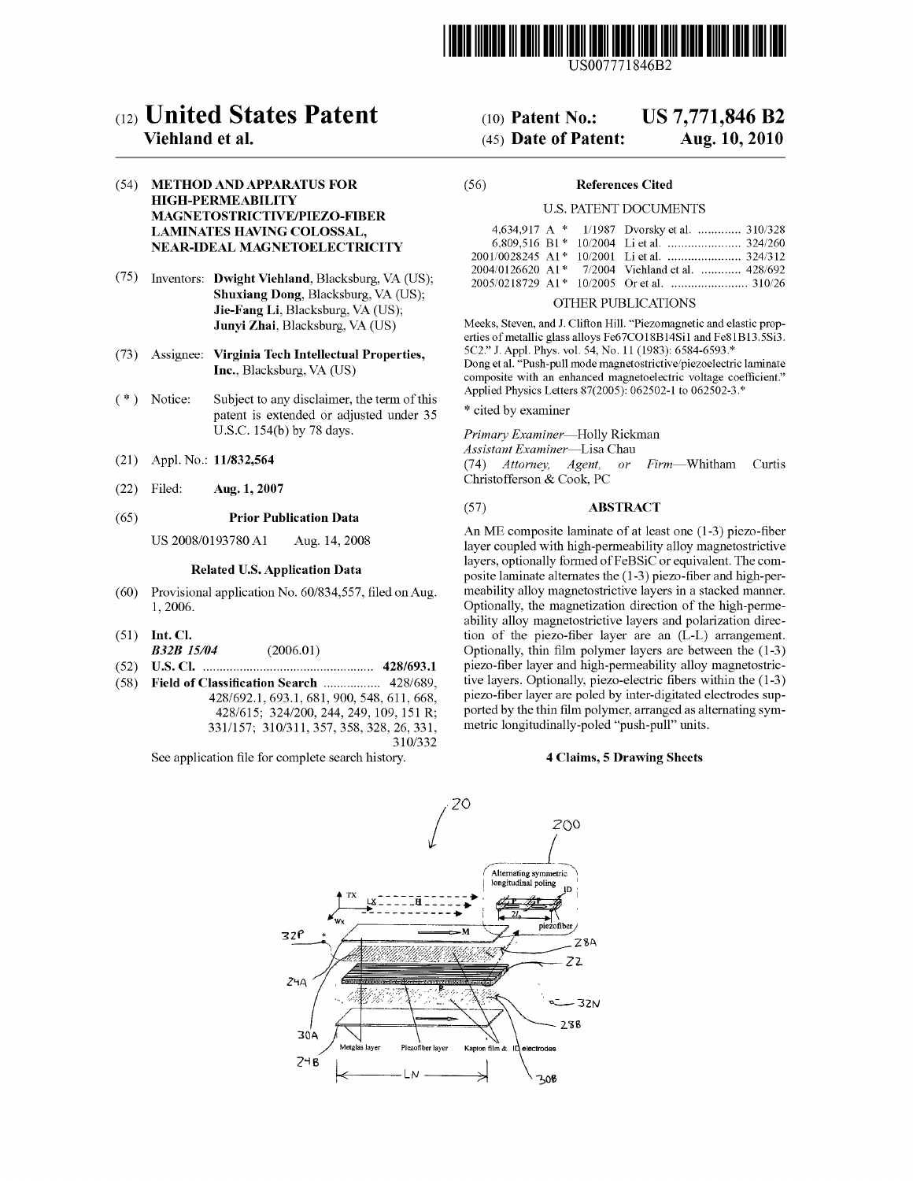US007771846B2

# (12) United States Patent
**Viehland et al.**

(10) **Patent No.: US 7,771,846 B2**

(45) **Date of Patent: Aug. 10, 2010**

(54) **METHOD AND APPARATUS FOR HIGH-PERMEABILITY MAGNETOSTRICTIVE/PIEZO-FIBER LAMINATES HAVING COLOSSAL, NEAR-IDEAL MAGNETOELECTRICITY**

(75) Inventors: **Dwight Viehland**, Blacksburg, VA (US); **Shuxiang Dong**, Blacksburg, VA (US); **Jie-Fang Li**, Blacksburg, VA (US); **Junyi Zhai**, Blacksburg, VA (US)

(73) Assignee: **Virginia Tech Intellectual Properties, Inc.**, Blacksburg, VA (US)

( * ) Notice: Subject to any disclaimer, the term of this patent is extended or adjusted under 35 U.S.C. 154(b) by 78 days.

(21) Appl. No.: **11/832,564**

(22) Filed: **Aug. 1, 2007**

(65) **Prior Publication Data**

US 2008/0193780 A1 Aug. 14, 2008

**Related U.S. Application Data**

(60) Provisional application No. 60/834,557, filed on Aug. 1, 2006.

(51) **Int. Cl.**
*B32B 15/04* (2006.01)

(52) **U.S. Cl.** .................................................. **428/693.1**

(58) **Field of Classification Search** ................ 428/689, 428/692.1, 693.1, 681, 900, 548, 611, 668, 428/615; 324/200, 244, 249, 109, 151 R; 331/157; 310/311, 357, 358, 328, 26, 331, 310/332

See application file for complete search history.

(56) **References Cited**

U.S. PATENT DOCUMENTS

| | | | | |
|---|---|---|---|---|
| 4,634,917 | A * | 1/1987 | Dvorsky et al. | 310/328 |
| 6,809,516 | B1 * | 10/2004 | Li et al. | 324/260 |
| 2001/0028245 | A1 * | 10/2001 | Li et al. | 324/312 |
| 2004/0126620 | A1 * | 7/2004 | Viehland et al. | 428/692 |
| 2005/0218729 | A1 * | 10/2005 | Or et al. | 310/26 |

OTHER PUBLICATIONS

Meeks, Steven, and J. Clifton Hill. "Piezomagnetic and elastic properties of metallic glass alloys Fe67CO18B14Si1 and Fe81B13.5Si3.5C2." J. Appl. Phys. vol. 54, No. 11 (1983): 6584-6593.*

Dong et al. "Push-pull mode magnetostrictive/piezoelectric laminate composite with an enhanced magnetoelectric voltage coefficient." Applied Physics Letters 87(2005): 062502-1 to 062502-3.*

\* cited by examiner

*Primary Examiner*—Holly Rickman
*Assistant Examiner*—Lisa Chau
(74) *Attorney, Agent, or Firm*—Whitham Curtis Christofferson & Cook, PC

(57) **ABSTRACT**

An ME composite laminate of at least one (1-3) piezo-fiber layer coupled with high-permeability alloy magnetostrictive layers, optionally formed of FeBSiC or equivalent. The composite laminate alternates the (1-3) piezo-fiber and high-permeability alloy magnetostrictive layers in a stacked manner. Optionally, the magnetization direction of the high-permeability alloy magnetostrictive layers and polarization direction of the piezo-fiber layer are an (L-L) arrangement. Optionally, thin film polymer layers are between the (1-3) piezo-fiber layer and high-permeability alloy magnetostrictive layers. Optionally, piezo-electric fibers within the (1-3) piezo-fiber layer are poled by inter-digitated electrodes supported by the thin film polymer, arranged as alternating symmetric longitudinally-poled "push-pull" units.

**4 Claims, 5 Drawing Sheets**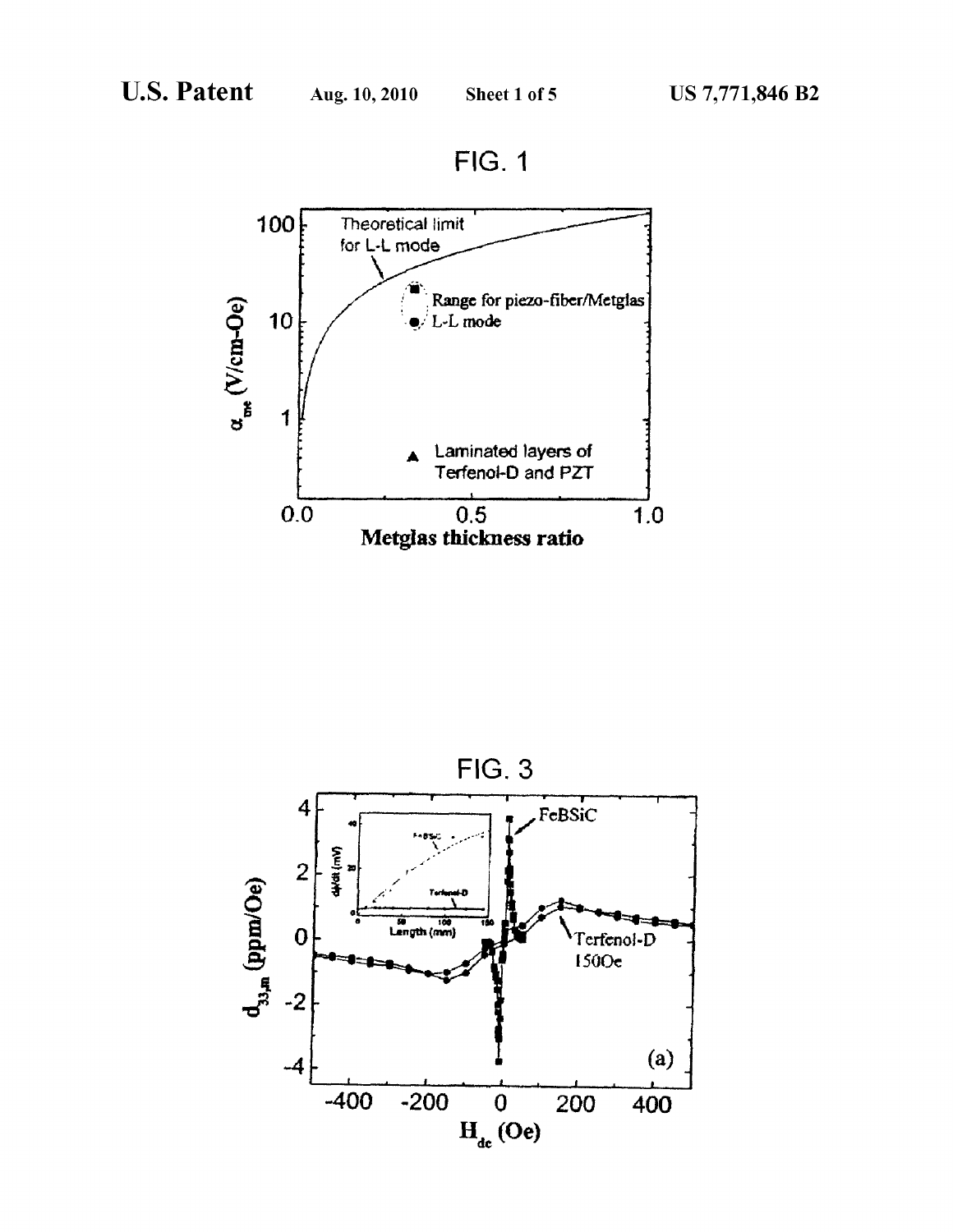FIG. 1

FIG. 3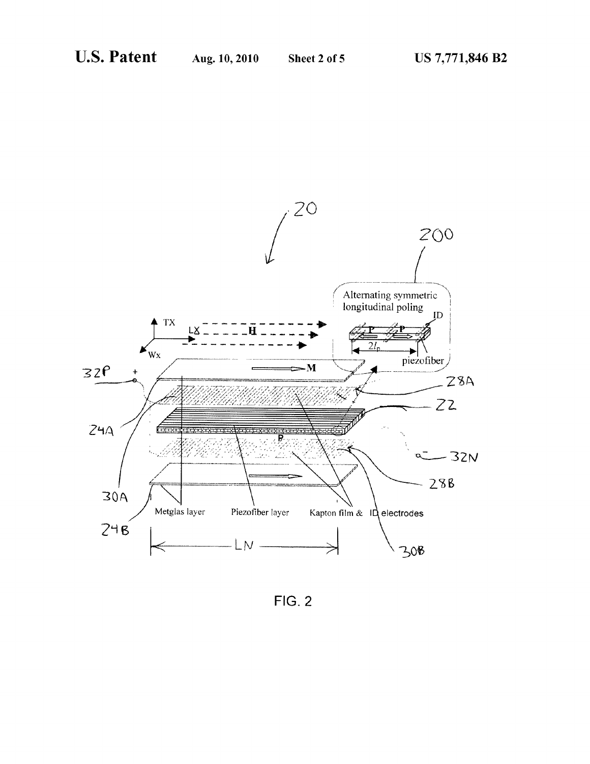FIG. 2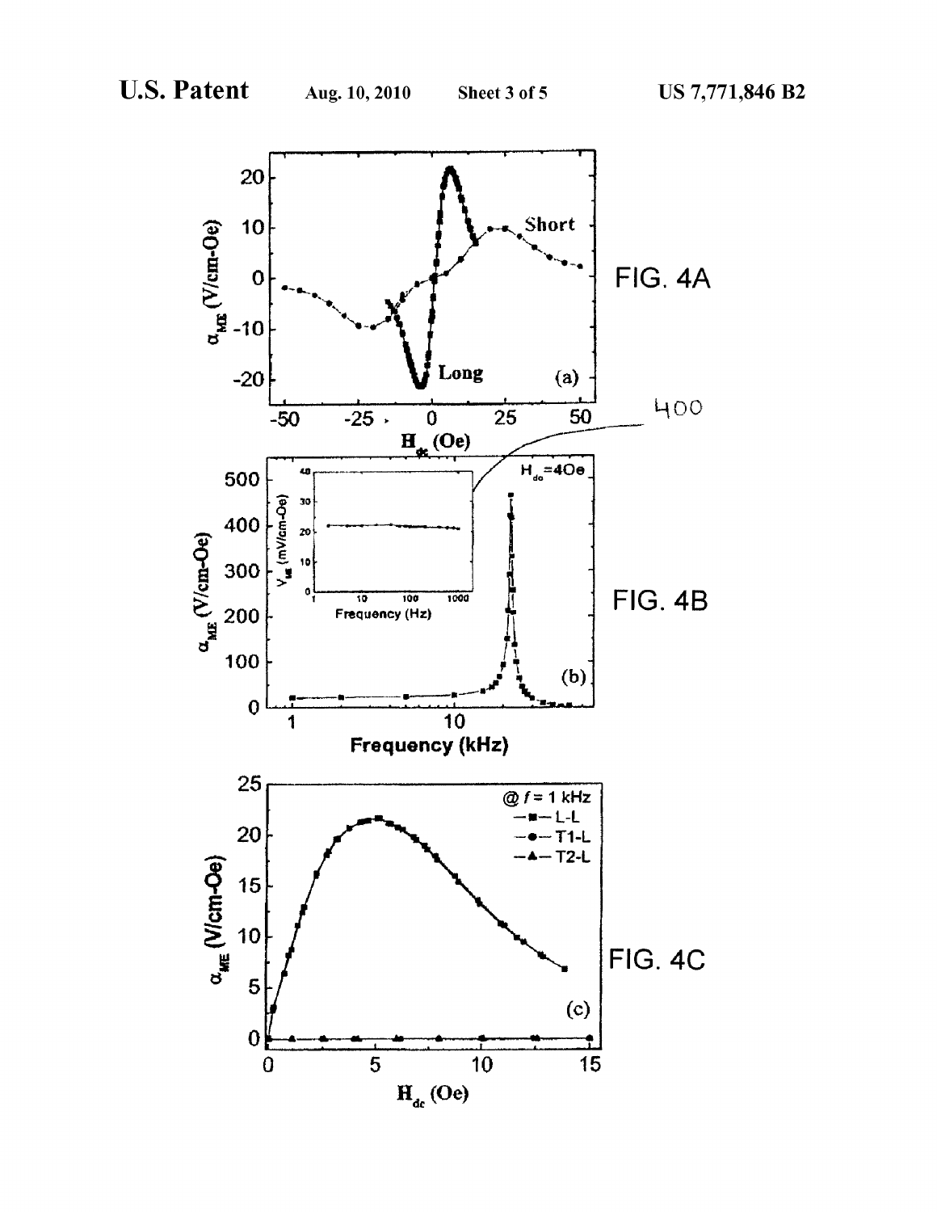FIG. 4A

FIG. 4B

FIG. 4C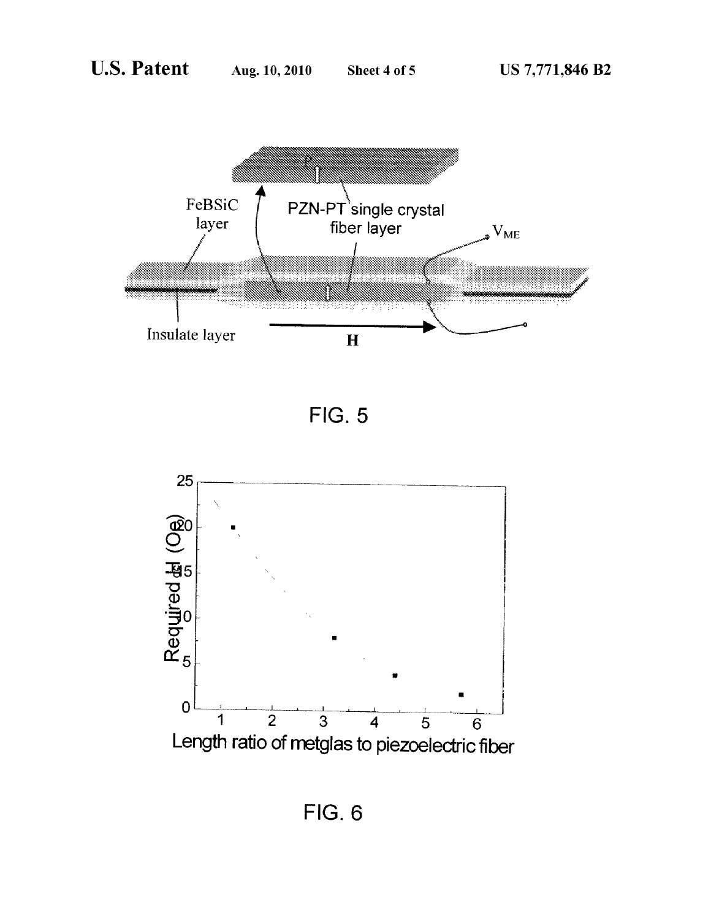FIG. 5

FIG. 6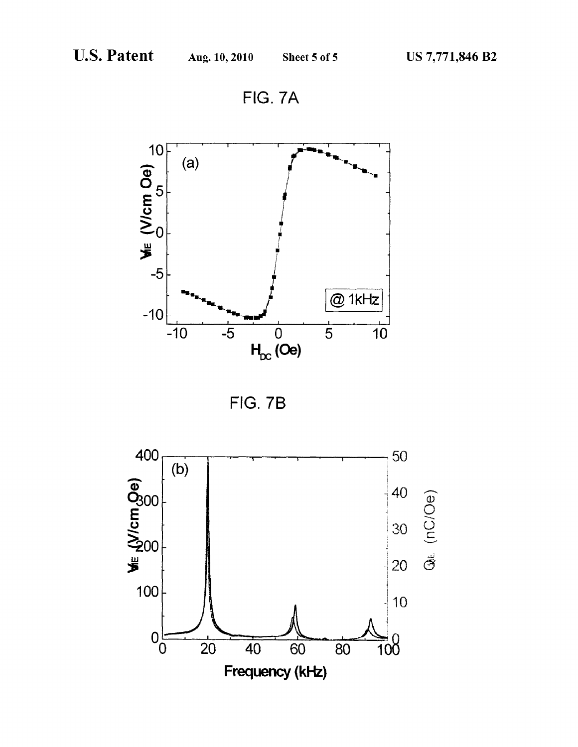FIG. 7A

FIG. 7B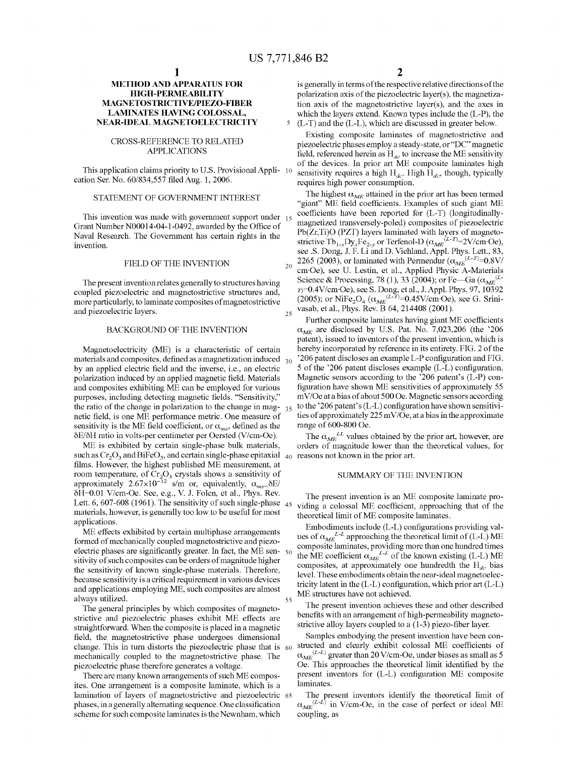# METHOD AND APPARATUS FOR HIGH-PERMEABILITY MAGNETOSTRICTIVE/PIEZO-FIBER LAMINATES HAVING COLOSSAL, NEAR-IDEAL MAGNETOELECTRICITY

## CROSS-REFERENCE TO RELATED APPLICATIONS

This application claims priority to U.S. Provisional Application Ser. No. 60/834,557 filed Aug. 1, 2006.

## STATEMENT OF GOVERNMENT INTEREST

This invention was made with government support under Grant Number N00014-04-1-0492, awarded by the Office of Naval Research. The Government has certain rights in the invention.

## FIELD OF THE INVENTION

The present invention relates generally to structures having coupled piezoelectric and magnetostrictive structures and, more particularly, to laminate composites of magnetostrictive and piezoelectric layers.

## BACKGROUND OF THE INVENTION

Magnetoelectricity (ME) is a characteristic of certain materials and composites, defined as a magnetization induced by an applied electric field and the inverse, i.e., an electric polarization induced by an applied magnetic field. Materials and composites exhibiting ME can be employed for various purposes, including detecting magnetic fields. "Sensitivity," the ratio of the change in polarization to the change in magnetic field, is one ME performance metric. One measure of sensitivity is the ME field coefficient, or $\alpha_{me}$, defined as the $\delta E/\delta H$ ratio in volts-per centimeter per Oersted (V/cm-Oe).

ME is exhibited by certain single-phase bulk materials, such as $Cr_2O_3$ and $BiFeO_3$, and certain single-phase epitaxial films. However, the highest published ME measurement, at room temperature, of $Cr_2O_3$ crystals shows a sensitivity of approximately $2.67\times10^{-12}$ s/m or, equivalently, $\alpha_{me}=\delta E/\delta H=0.01$ V/cm-Oe. See, e.g., V. J. Folen, et al., Phys. Rev. Lett. 6, 607-608 (1961). The sensitivity of such single-phase materials, however, is generally too low to be useful for most applications.

ME effects exhibited by certain multiphase arrangements formed of mechanically coupled magnetostrictive and piezoelectric phases are significantly greater. In fact, the ME sensitivity of such composites can be orders of magnitude higher the sensitivity of known single-phase materials. Therefore, because sensitivity is a critical requirement in various devices and applications employing ME, such composites are almost always utilized.

The general principles by which composites of magnetostrictive and piezoelectric phases exhibit ME effects are straightforward. When the composite is placed in a magnetic field, the magnetostrictive phase undergoes dimensional change. This in turn distorts the piezoelectric phase that is mechanically coupled to the magnetostrictive phase. The piezoelectric phase therefore generates a voltage.

There are many known arrangements of such ME composites. One arrangement is a composite laminate, which is a lamination of layers of magnetostrictive and piezoelectric phases, in a generally alternating sequence. One classification scheme for such composite laminates is the Newnham, which is generally in terms of the respective relative directions of the polarization axis of the piezoelectric layer(s), the magnetization axis of the magnetostrictive layer(s), and the axes in which the layers extend. Known types include the (L-P), the (L-T) and the (L-L), which are discussed in greater below.

Existing composite laminates of magnetostrictive and piezoelectric phases employ a steady-state, or "DC" magnetic field, referenced herein as $H_{dc}$ to increase the ME sensitivity of the devices. In prior art ME composite laminates high sensitivity requires a high $H_{dc}$. High $H_{dc}$, though, typically requires high power consumption.

The highest $\alpha_{ME}$ attained in the prior art has been termed "giant" ME field coefficients. Examples of such giant ME coefficients have been reported for (L-T) (longitudinally-magnetized transversely-poled) composites of piezoelectric Pb(Zr,Ti)O (PZT) layers laminated with layers of magnetostrictive $Tb_{1-x}Dy_xFe_{2-y}$ or Terfenol-D ($\alpha_{ME}^{(L-T)}=2$V/cm·Oe), see .S. Dong, J. F. Li and D. Viehland, Appl. Phys. Lett., 83, 2265 (2003), or laminated with Permendur ($\alpha_{ME}^{(L-T)}=0.8$V/cm·Oe), see U. Lestin, et al., Applied Physic A-Materials Science & Processing, 78 (1), 33 (2004); or Fe—Ga ($\alpha_{ME}^{(L-T)}=0.4$V/cm·Oe), see S. Dong, et al., J. Appl. Phys. 97, 10392 (2005); or $NiFe_2O_4$ ($\alpha_{ME}^{(L-T)}=0.45$V/cm·Oe), see G. Srinivasab, et al., Phys. Rev. B 64, 214408 (2001).

Further composite laminates having giant ME coefficients $\alpha_{ME}$ are disclosed by U.S. Pat. No. 7,023,206 (the '206 patent), issued to inventors of the present invention, which is hereby incorporated by reference in its entirety. FIG. 2 of the '206 patent discloses an example L-P configuration and FIG. 5 of the '206 patent discloses example (L-L) configuration. Magnetic sensors according to the '206 patent's (L-P) configuration have shown ME sensitivities of approximately 55 mV/Oe at a bias of about 500 Oe. Magnetic sensors according to the '206 patent's (L-L) configuration have shown sensitivities of approximately 225 mV/Oe, at a bias in the approximate range of 600-800 Oe.

The $\alpha_{ME}^{LL}$ values obtained by the prior art, however, are orders of magnitude lower than the theoretical values, for reasons not known in the prior art.

## SUMMARY OF THE INVENTION

The present invention is an ME composite laminate providing a colossal ME coefficient, approaching that of the theoretical limit of ME composite laminates.

Embodiments include (L-L) configurations providing values of $\alpha_{ME}^{L-L}$ approaching the theoretical limit of (L-L) ME composite laminates, providing more than one hundred times the ME coefficient $\alpha_{ME}^{L-L}$ of the known existing (L-L) ME composites, at approximately one hundredth the $H_{dc}$ bias level. These embodiments obtain the near-ideal magnetoelectricity latent in the (L-L) configuration, which prior art (L-L) ME structures have not achieved.

The present invention achieves these and other described benefits with an arrangement of high-permeability magnetostrictive alloy layers coupled to a (1-3) piezo-fiber layer.

Samples embodying the present invention have been constructed and clearly exhibit colossal ME coefficients of $\alpha_{ME}^{(L-L)}$ greater than 20 V/cm-Oe, under biases as small as 5 Oe. This approaches the theoretical limit identified by the present inventors for (L-L) configuration ME composite laminates.

The present inventors identify the theoretical limit of $\alpha_{ME}^{(L-L)}$ in V/cm-Oe, in the case of perfect or ideal ME coupling, as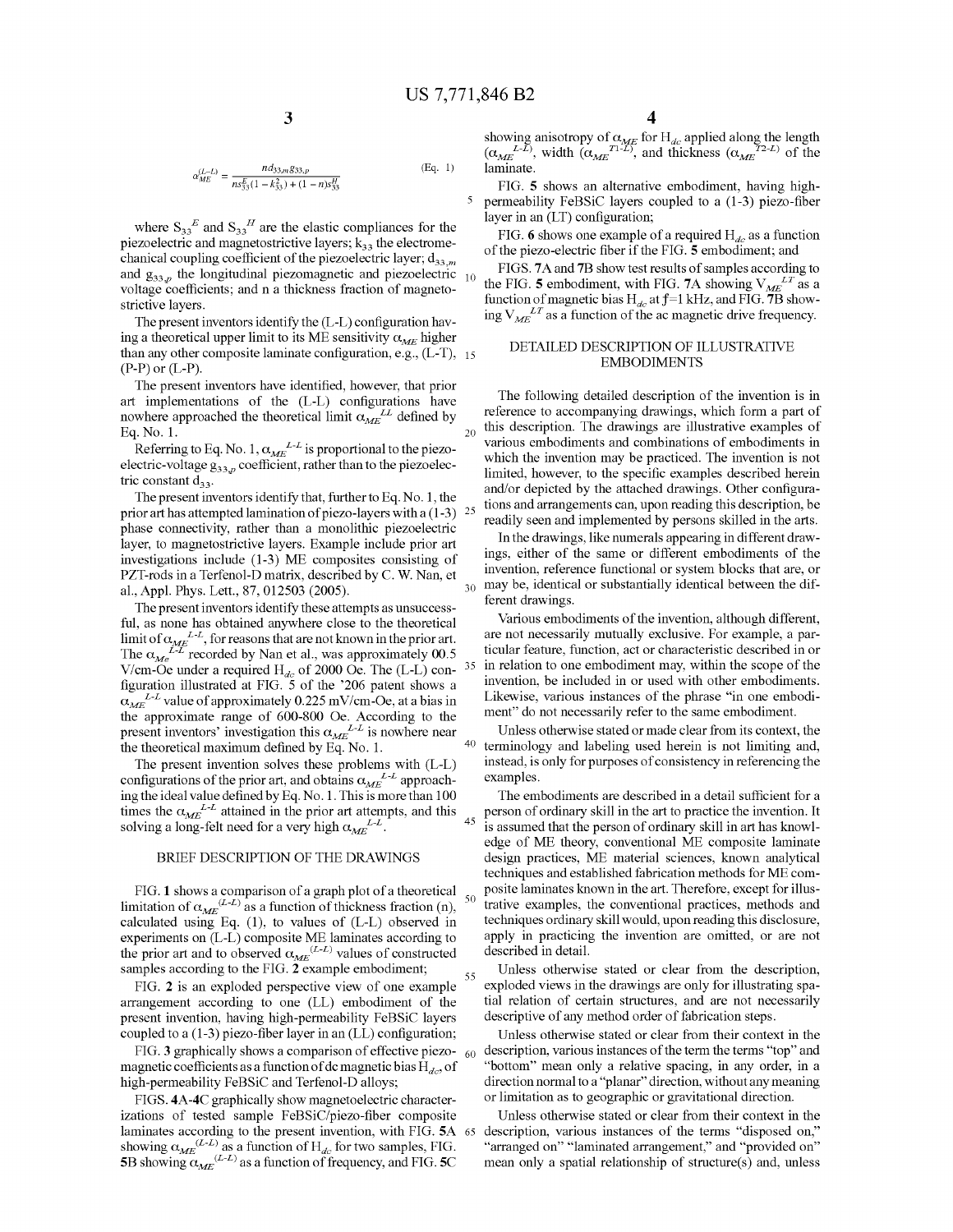$$\alpha_{ME}^{(L\text{-}L)} = \frac{n d_{33,m} g_{33,p}}{n s_{33}^{E}(1 - k_{33}^{2}) + (1 - n)s_{33}^{H}} \quad \text{(Eq. 1)}$$

where $S_{33}^{E}$ and $S_{33}^{H}$ are the elastic compliances for the piezoelectric and magnetostrictive layers; $k_{33}$ the electromechanical coupling coefficient of the piezoelectric layer; $d_{33,m}$ and $g_{33,p}$ the longitudinal piezomagnetic and piezoelectric voltage coefficients; and n a thickness fraction of magnetostrictive layers.

The present inventors identify the (L-L) configuration having a theoretical upper limit to its ME sensitivity $\alpha_{ME}$ higher than any other composite laminate configuration, e.g., (L-T), (P-P) or (L-P).

The present inventors have identified, however, that prior art implementations of the (L-L) configurations have nowhere approached the theoretical limit $\alpha_{ME}^{LL}$ defined by Eq. No. 1.

Referring to Eq. No. 1, $\alpha_{ME}^{L-L}$ is proportional to the piezoelectric-voltage $g_{33,p}$ coefficient, rather than to the piezoelectric constant $d_{33}$.

The present inventors identify that, further to Eq. No. 1, the prior art has attempted lamination of piezo-layers with a (1-3) phase connectivity, rather than a monolithic piezoelectric layer, to magnetostrictive layers. Example include prior art investigations include (1-3) ME composites consisting of PZT-rods in a Terfenol-D matrix, described by C. W. Nan, et al., Appl. Phys. Lett., 87, 012503 (2005).

The present inventors identify these attempts as unsuccessful, as none has obtained anywhere close to the theoretical limit of $\alpha_{ME}^{L-L}$, for reasons that are not known in the prior art. The $\alpha_{Me}^{L-L}$ recorded by Nan et al., was approximately 00.5 V/cm-Oe under a required $H_{dc}$ of 2000 Oe. The (L-L) configuration illustrated at FIG. 5 of the '206 patent shows a $\alpha_{ME}^{L-L}$ value of approximately 0.225 mV/cm-Oe, at a bias in the approximate range of 600-800 Oe. According to the present inventors' investigation this $\alpha_{ME}^{L-L}$ is nowhere near the theoretical maximum defined by Eq. No. 1.

The present invention solves these problems with (L-L) configurations of the prior art, and obtains $\alpha_{ME}^{L-L}$ approaching the ideal value defined by Eq. No. 1. This is more than 100 times the $\alpha_{ME}^{L-L}$ attained in the prior art attempts, and this solving a long-felt need for a very high $\alpha_{ME}^{L-L}$.

## BRIEF DESCRIPTION OF THE DRAWINGS

FIG. 1 shows a comparison of a graph plot of a theoretical limitation of $\alpha_{ME}^{(L-L)}$ as a function of thickness fraction (n), calculated using Eq. (1), to values of (L-L) observed in experiments on (L-L) composite ME laminates according to the prior art and to observed $\alpha_{ME}^{(L-L)}$ values of constructed samples according to the FIG. 2 example embodiment;

FIG. 2 is an exploded perspective view of one example arrangement according to one (LL) embodiment of the present invention, having high-permeability FeBSiC layers coupled to a (1-3) piezo-fiber layer in an (LL) configuration;

FIG. 3 graphically shows a comparison of effective piezomagnetic coefficients as a function of dc magnetic bias $H_{dc}$, of high-permeability FeBSiC and Terfenol-D alloys;

FIGS. 4A-4C graphically show magnetoelectric characterizations of tested sample FeBSiC/piezo-fiber composite laminates according to the present invention, with FIG. 5A showing $\alpha_{ME}^{(L-L)}$ as a function of $H_{dc}$ for two samples, FIG. 5B showing $\alpha_{ME}^{(L-L)}$ as a function of frequency, and FIG. 5C showing anisotropy of $\alpha_{ME}$ for $H_{dc}$ applied along the length ($\alpha_{ME}^{L-L}$), width ($\alpha_{ME}^{T1-L}$), and thickness ($\alpha_{ME}^{T2-L}$) of the laminate.

FIG. 5 shows an alternative embodiment, having high-permeability FeBSiC layers coupled to a (1-3) piezo-fiber layer in an (LT) configuration;

FIG. 6 shows one example of a required $H_{dc}$ as a function of the piezo-electric fiber if the FIG. 5 embodiment; and

FIGS. 7A and 7B show test results of samples according to the FIG. 5 embodiment, with FIG. 7A showing $V_{ME}^{LT}$ as a function of magnetic bias $H_{dc}$ at $f$=1 kHz, and FIG. 7B showing $V_{ME}^{LT}$ as a function of the ac magnetic drive frequency.

## DETAILED DESCRIPTION OF ILLUSTRATIVE EMBODIMENTS

The following detailed description of the invention is in reference to accompanying drawings, which form a part of this description. The drawings are illustrative examples of various embodiments and combinations of embodiments in which the invention may be practiced. The invention is not limited, however, to the specific examples described herein and/or depicted by the attached drawings. Other configurations and arrangements can, upon reading this description, be readily seen and implemented by persons skilled in the arts.

In the drawings, like numerals appearing in different drawings, either of the same or different embodiments of the invention, reference functional or system blocks that are, or may be, identical or substantially identical between the different drawings.

Various embodiments of the invention, although different, are not necessarily mutually exclusive. For example, a particular feature, function, act or characteristic described in or in relation to one embodiment may, within the scope of the invention, be included in or used with other embodiments. Likewise, various instances of the phrase "in one embodiment" do not necessarily refer to the same embodiment.

Unless otherwise stated or made clear from its context, the terminology and labeling used herein is not limiting and, instead, is only for purposes of consistency in referencing the examples.

The embodiments are described in a detail sufficient for a person of ordinary skill in the art to practice the invention. It is assumed that the person of ordinary skill in art has knowledge of ME theory, conventional ME composite laminate design practices, ME material sciences, known analytical techniques and established fabrication methods for ME composite laminates known in the art. Therefore, except for illustrative examples, the conventional practices, methods and techniques ordinary skill would, upon reading this disclosure, apply in practicing the invention are omitted, or are not described in detail.

Unless otherwise stated or clear from the description, exploded views in the drawings are only for illustrating spatial relation of certain structures, and are not necessarily descriptive of any method order of fabrication steps.

Unless otherwise stated or clear from their context in the description, various instances of the term the terms "top" and "bottom" mean only a relative spacing, in any order, in a direction normal to a "planar" direction, without any meaning or limitation as to geographic or gravitational direction.

Unless otherwise stated or clear from their context in the description, various instances of the terms "disposed on," "arranged on" "laminated arrangement," and "provided on" mean only a spatial relationship of structure(s) and, unless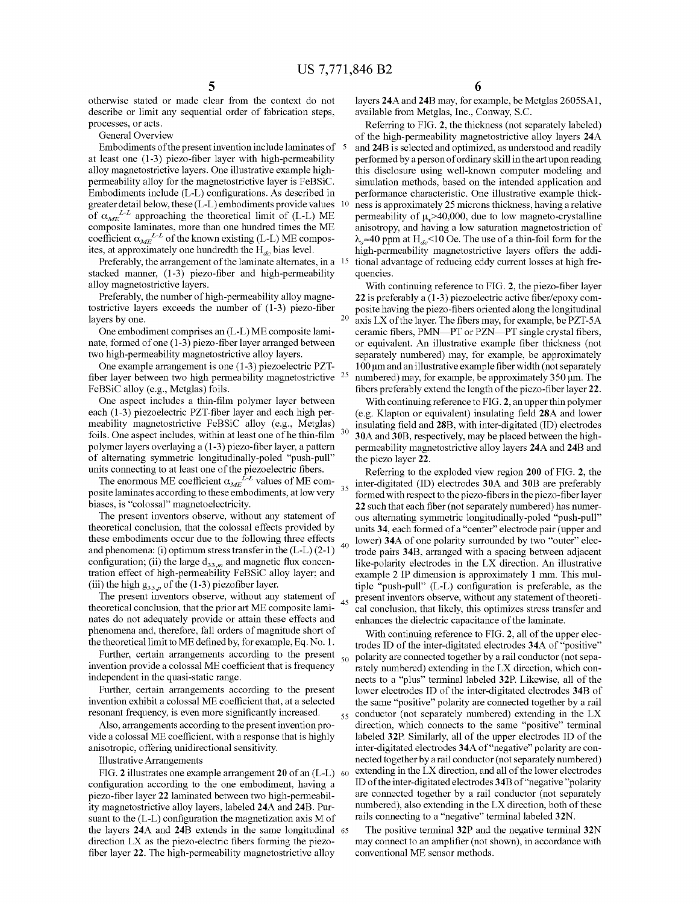otherwise stated or made clear from the context do not describe or limit any sequential order of fabrication steps, processes, or acts.

## General Overview

Embodiments of the present invention include laminates of at least one (1-3) piezo-fiber layer with high-permeability alloy magnetostrictive layers. One illustrative example high-permeability alloy for the magnetostrictive layer is FeBSiC. Embodiments include (L-L) configurations. As described in greater detail below, these (L-L) embodiments provide values of $\alpha_{ME}^{L-L}$ approaching the theoretical limit of (L-L) ME composite laminates, more than one hundred times the ME coefficient $\alpha_{ME}^{L-L}$ of the known existing (L-L) ME composites, at approximately one hundredth the $H_{dc}$ bias level.

Preferably, the arrangement of the laminate alternates, in a stacked manner, (1-3) piezo-fiber and high-permeability alloy magnetostrictive layers.

Preferably, the number of high-permeability alloy magnetostrictive layers exceeds the number of (1-3) piezo-fiber layers by one.

One embodiment comprises an (L-L) ME composite laminate, formed of one (1-3) piezo-fiber layer arranged between two high-permeability magnetostrictive alloy layers.

One example arrangement is one (1-3) piezoelectric PZT-fiber layer between two high permeability magnetostrictive FeBSiC alloy (e.g., Metglas) foils.

One aspect includes a thin-film polymer layer between each (1-3) piezoelectric PZT-fiber layer and each high permeability magnetostrictive FeBSiC alloy (e.g., Metglas) foils. One aspect includes, within at least one of he thin-film polymer layers overlaying a (1-3) piezo-fiber layer, a pattern of alternating symmetric longitudinally-poled "push-pull" units connecting to at least one of the piezoelectric fibers.

The enormous ME coefficient $\alpha_{ME}^{L-L}$ values of ME composite laminates according to these embodiments, at low very biases, is "colossal" magnetoelectricity.

The present inventors observe, without any statement of theoretical conclusion, that the colossal effects provided by these embodiments occur due to the following three effects and phenomena: (i) optimum stress transfer in the (L-L) (2-1) configuration; (ii) the large $d_{33,m}$ and magnetic flux concentration effect of high-permeability FeBSiC alloy layer; and (iii) the high $g_{33,p}$ of the (1-3) piezofiber layer.

The present inventors observe, without any statement of theoretical conclusion, that the prior art ME composite laminates do not adequately provide or attain these effects and phenomena and, therefore, fall orders of magnitude short of the theoretical limit to ME defined by, for example, Eq. No. 1.

Further, certain arrangements according to the present invention provide a colossal ME coefficient that is frequency independent in the quasi-static range.

Further, certain arrangements according to the present invention exhibit a colossal ME coefficient that, at a selected resonant frequency, is even more significantly increased.

Also, arrangements according to the present invention provide a colossal ME coefficient, with a response that is highly anisotropic, offering unidirectional sensitivity.

## Illustrative Arrangements

FIG. **2** illustrates one example arrangement **20** of an (L-L) configuration according to the one embodiment, having a piezo-fiber layer **22** laminated between two high-permeability magnetostrictive alloy layers, labeled **24A** and **24B**. Pursuant to the (L-L) configuration the magnetization axis M of the layers **24A** and **24B** extends in the same longitudinal direction LX as the piezo-electric fibers forming the piezo-fiber layer **22**. The high-permeability magnetostrictive alloy layers **24A** and **24B** may, for example, be Metglas 2605SA1, available from Metglas, Inc., Conway, S.C.

Referring to FIG. **2**, the thickness (not separately labeled) of the high-permeability magnetostrictive alloy layers **24A** and **24B** is selected and optimized, as understood and readily performed by a person of ordinary skill in the art upon reading this disclosure using well-known computer modeling and simulation methods, based on the intended application and performance characteristic. One illustrative example thickness is approximately 25 microns thickness, having a relative permeability of $\mu_r$>40,000, due to low magneto-crystalline anisotropy, and having a low saturation magnetostriction of $\lambda_s$≈40 ppm at $H_{dc}$<10 Oe. The use of a thin-foil form for the high-permeability magnetostrictive layers offers the additional advantage of reducing eddy current losses at high frequencies.

With continuing reference to FIG. **2**, the piezo-fiber layer **22** is preferably a (1-3) piezoelectric active fiber/epoxy composite having the piezo-fibers oriented along the longitudinal axis LX of the layer. The fibers may, for example, be PZT-5A ceramic fibers, PMN—PT or PZN—PT single crystal fibers, or equivalent. An illustrative example fiber thickness (not separately numbered) may, for example, be approximately 100 μm and an illustrative example fiber width (not separately numbered) may, for example, be approximately 350 μm. The fibers preferably extend the length of the piezo-fiber layer **22**.

With continuing reference to FIG. **2**, an upper thin polymer (e.g. Klapton or equivalent) insulating field **28A** and lower insulating field and **28B**, with inter-digitated (ID) electrodes **30A** and **30B**, respectively, may be placed between the high-permeability magnetostrictive alloy layers **24A** and **24B** and the piezo layer **22**.

Referring to the exploded view region **200** of FIG. **2**, the inter-digitated (ID) electrodes **30A** and **30B** are preferably formed with respect to the piezo-fibers in the piezo-fiber layer **22** such that each fiber (not separately numbered) has numerous alternating symmetric longitudinally-poled "push-pull" units **34**, each formed of a "center" electrode pair (upper and lower) **34A** of one polarity surrounded by two "outer" electrode pairs **34B**, arranged with a spacing between adjacent like-polarity electrodes in the LX direction. An illustrative example 2 IP dimension is approximately 1 mm. This multiple "push-pull" (L-L) configuration is preferable, as the present inventors observe, without any statement of theoretical conclusion, that likely, this optimizes stress transfer and enhances the dielectric capacitance of the laminate.

With continuing reference to FIG. **2**, all of the upper electrodes ID of the inter-digitated electrodes **34A** of "positive" polarity are connected together by a rail conductor (not separately numbered) extending in the LX direction, which connects to a "plus" terminal labeled **32P**. Likewise, all of the lower electrodes ID of the inter-digitated electrodes **34B** of the same "positive" polarity are connected together by a rail conductor (not separately numbered) extending in the LX direction, which connects to the same "positive" terminal labeled **32P**. Similarly, all of the upper electrodes ID of the inter-digitated electrodes **34A** of "negative" polarity are connected together by a rail conductor (not separately numbered) extending in the LX direction, and all of the lower electrodes ID of the inter-digitated electrodes **34B** of "negative "polarity are connected together by a rail conductor (not separately numbered), also extending in the LX direction, both of these rails connecting to a "negative" terminal labeled **32N**.

The positive terminal **32P** and the negative terminal **32N** may connect to an amplifier (not shown), in accordance with conventional ME sensor methods.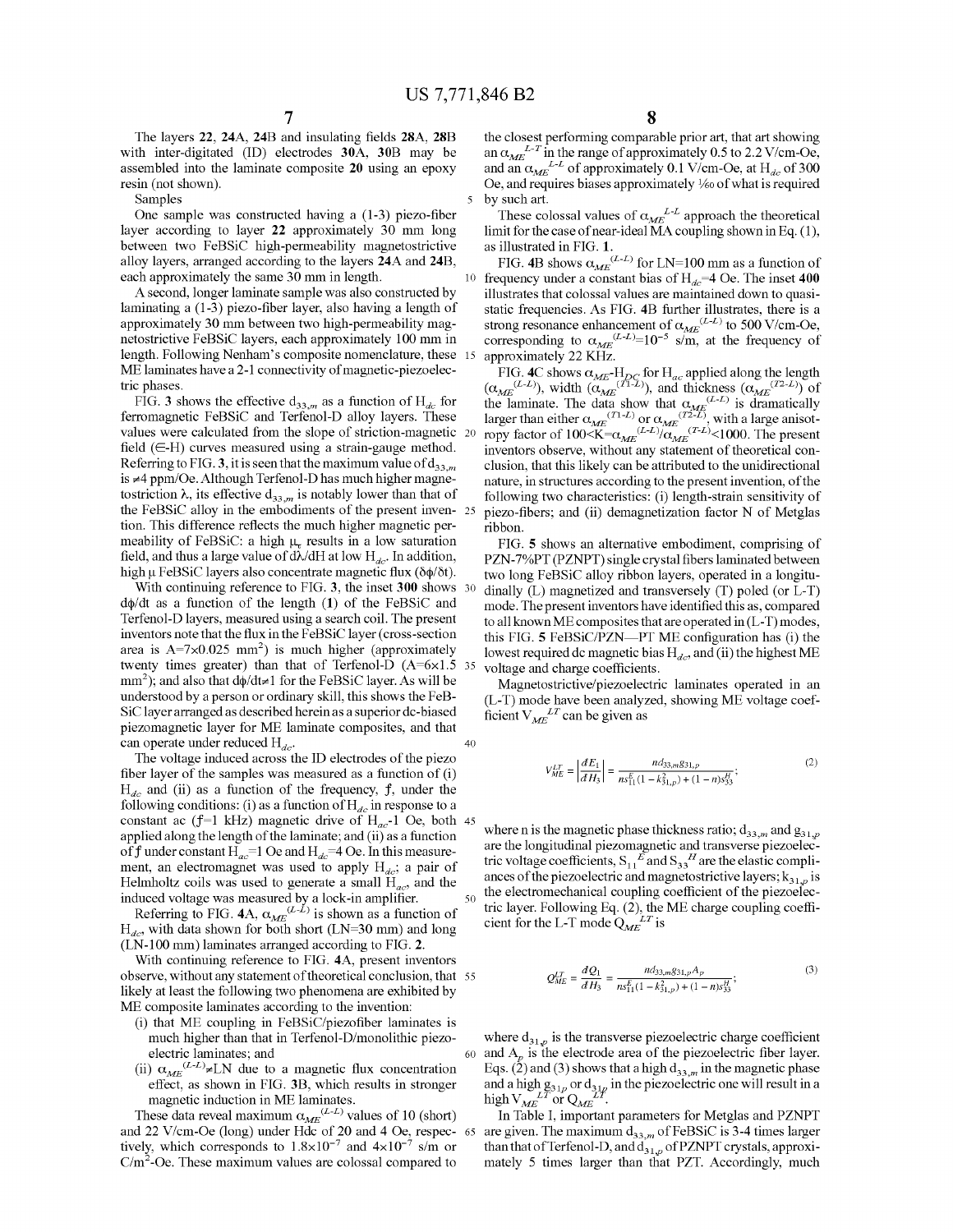The layers 22, 24A, 24B and insulating fields 28A, 28B with inter-digitated (ID) electrodes 30A, 30B may be assembled into the laminate composite 20 using an epoxy resin (not shown).

Samples

One sample was constructed having a (1-3) piezo-fiber layer according to layer 22 approximately 30 mm long between two FeBSiC high-permeability magnetostrictive alloy layers, arranged according to the layers 24A and 24B, each approximately the same 30 mm in length.

A second, longer laminate sample was also constructed by laminating a (1-3) piezo-fiber layer, also having a length of approximately 30 mm between two high-permeability magnetostrictive FeBSiC layers, each approximately 100 mm in length. Following Nenham's composite nomenclature, these ME laminates have a 2-1 connectivity of magnetic-piezoelectric phases.

FIG. 3 shows the effective $d_{33,m}$ as a function of $H_{dc}$ for ferromagnetic FeBSiC and Terfenol-D alloy layers. These values were calculated from the slope of striction-magnetic field (∈-H) curves measured using a strain-gauge method. Referring to FIG. 3, it is seen that the maximum value of $d_{33,m}$ is ≠4 ppm/Oe. Although Terfenol-D has much higher magnetostriction λ, its effective $d_{33,m}$ is notably lower than that of the FeBSiC alloy in the embodiments of the present invention. This difference reflects the much higher magnetic permeability of FeBSiC: a high $\mu_r$ results in a low saturation field, and thus a large value of $d\lambda/dH$ at low $H_{dc}$. In addition, high μ FeBSiC layers also concentrate magnetic flux ($\delta\phi/\delta t$).

With continuing reference to FIG. 3, the inset 300 shows $d\phi/dt$ as a function of the length (1) of the FeBSiC and Terfenol-D layers, measured using a search coil. The present inventors note that the flux in the FeBSiC layer (cross-section area is A=7×0.025 mm²) is much higher (approximately twenty times greater) than that of Terfenol-D (A=6×1.5 mm²); and also that $d\phi/dt \neq 1$ for the FeBSiC layer. As will be understood by a person or ordinary skill, this shows the FeBSiC layer arranged as described herein as a superior dc-biased piezomagnetic layer for ME laminate composites, and that can operate under reduced $H_{dc}$.

The voltage induced across the ID electrodes of the piezo fiber layer of the samples was measured as a function of (i) $H_{dc}$ and (ii) as a function of the frequency, $f$, under the following conditions: (i) as a function of $H_{dc}$ in response to a constant ac ($f$=1 kHz) magnetic drive of $H_{ac}$-1 Oe, both applied along the length of the laminate; and (ii) as a function of $f$ under constant $H_{ac}$=1 Oe and $H_{dc}$=4 Oe. In this measurement, an electromagnet was used to apply $H_{dc}$; a pair of Helmholtz coils was used to generate a small $H_{ac}$, and the induced voltage was measured by a lock-in amplifier.

Referring to FIG. 4A, $\alpha_{ME}^{(L-L)}$ is shown as a function of $H_{dc}$, with data shown for both short (LN=30 mm) and long (LN-100 mm) laminates arranged according to FIG. 2.

With continuing reference to FIG. 4A, present inventors observe, without any statement of theoretical conclusion, that likely at least the following two phenomena are exhibited by ME composite laminates according to the invention:

(i) that ME coupling in FeBSiC/piezofiber laminates is much higher than that in Terfenol-D/monolithic piezoelectric laminates; and

(ii) $\alpha_{ME}^{(L-L)} \neq$LN due to a magnetic flux concentration effect, as shown in FIG. 3B, which results in stronger magnetic induction in ME laminates.

These data reveal maximum $\alpha_{ME}^{(L-L)}$ values of 10 (short) and 22 V/cm-Oe (long) under Hdc of 20 and 4 Oe, respectively, which corresponds to $1.8\times10^{-7}$ and $4\times10^{-7}$ s/m or C/m²-Oe. These maximum values are colossal compared to the closest performing comparable prior art, that art showing an $\alpha_{ME}^{L-T}$ in the range of approximately 0.5 to 2.2 V/cm-Oe, and an $\alpha_{ME}^{L-L}$ of approximately 0.1 V/cm-Oe, at $H_{dc}$ of 300 Oe, and requires biases approximately 1/60 of what is required by such art.

These colossal values of $\alpha_{ME}^{L-L}$ approach the theoretical limit for the case of near-ideal MA coupling shown in Eq. (1), as illustrated in FIG. 1.

FIG. 4B shows $\alpha_{ME}^{(L-L)}$ for LN=100 mm as a function of frequency under a constant bias of $H_{dc}$=4 Oe. The inset 400 illustrates that colossal values are maintained down to quasi-static frequencies. As FIG. 4B further illustrates, there is a strong resonance enhancement of $\alpha_{ME}^{(L-L)}$ to 500 V/cm-Oe, corresponding to $\alpha_{ME}^{(L-L)}=10^{-5}$ s/m, at the frequency of approximately 22 KHz.

FIG. 4C shows $\alpha_{ME}$-$H_{DC}$ for $H_{ac}$ applied along the length ($\alpha_{ME}^{(L-L)}$), width ($\alpha_{ME}^{(T1-L)}$), and thickness ($\alpha_{ME}^{(T2-L)}$) of the laminate. The data show that $\alpha_{ME}^{(L-L)}$ is dramatically larger than either $\alpha_{ME}^{(T1-L)}$ or $\alpha_{ME}^{(T2-L)}$, with a large anisotropy factor of $100<K=\alpha_{ME}^{(L-L)}/\alpha_{ME}^{(T-L)}<1000$. The present inventors observe, without any statement of theoretical conclusion, that this likely can be attributed to the unidirectional nature, in structures according to the present invention, of the following two characteristics: (i) length-strain sensitivity of piezo-fibers; and (ii) demagnetization factor N of Metglas ribbon.

FIG. 5 shows an alternative embodiment, comprising of PZN-7%PT (PZNPT) single crystal fibers laminated between two long FeBSiC alloy ribbon layers, operated in a longitudinally (L) magnetized and transversely (T) poled (or L-T) mode. The present inventors have identified this as, compared to all known ME composites that are operated in (L-T) modes, this FIG. 5 FeBSiC/PZN—PT ME configuration has (i) the lowest required dc magnetic bias $H_{dc}$, and (ii) the highest ME voltage and charge coefficients.

Magnetostrictive/piezoelectric laminates operated in an (L-T) mode have been analyzed, showing ME voltage coefficient $V_{ME}^{LT}$ can be given as

$$V_{ME}^{LT} = \left|\frac{dE_1}{dH_3}\right| = \frac{nd_{33,m}g_{31,p}}{ns_{11}^E(1-k_{31,p}^2)+(1-n)s_{33}^H}; \tag{2}$$

where n is the magnetic phase thickness ratio; $d_{33,m}$ and $g_{31,p}$ are the longitudinal piezomagnetic and transverse piezoelectric voltage coefficients, $S_{11}^E$ and $S_{33}^H$ are the elastic compliances of the piezoelectric and magnetostrictive layers; $k_{31,p}$ is the electromechanical coupling coefficient of the piezoelectric layer. Following Eq. (2), the ME charge coupling coefficient for the L-T mode $Q_{ME}^{LT}$ is

$$Q_{ME}^{LT} = \frac{dQ_1}{dH_3} = \frac{nd_{33,m}g_{31,p}A_p}{ns_{11}^E(1-k_{31,p}^2)+(1-n)s_{33}^H}; \tag{3}$$

where $d_{31,p}$ is the transverse piezoelectric charge coefficient and $A_p$ is the electrode area of the piezoelectric fiber layer. Eqs. (2) and (3) shows that a high $d_{33,m}$ in the magnetic phase and a high $g_{31,p}$ or $d_{31,p}$ in the piezoelectric one will result in a high $V_{ME}^{LT}$ or $Q_{ME}^{LT}$.

In Table I, important parameters for Metglas and PZNPT are given. The maximum $d_{33,m}$ of FeBSiC is 3-4 times larger than that of Terfenol-D, and $d_{31,p}$ of PZNPT crystals, approximately 5 times larger than that PZT. Accordingly, much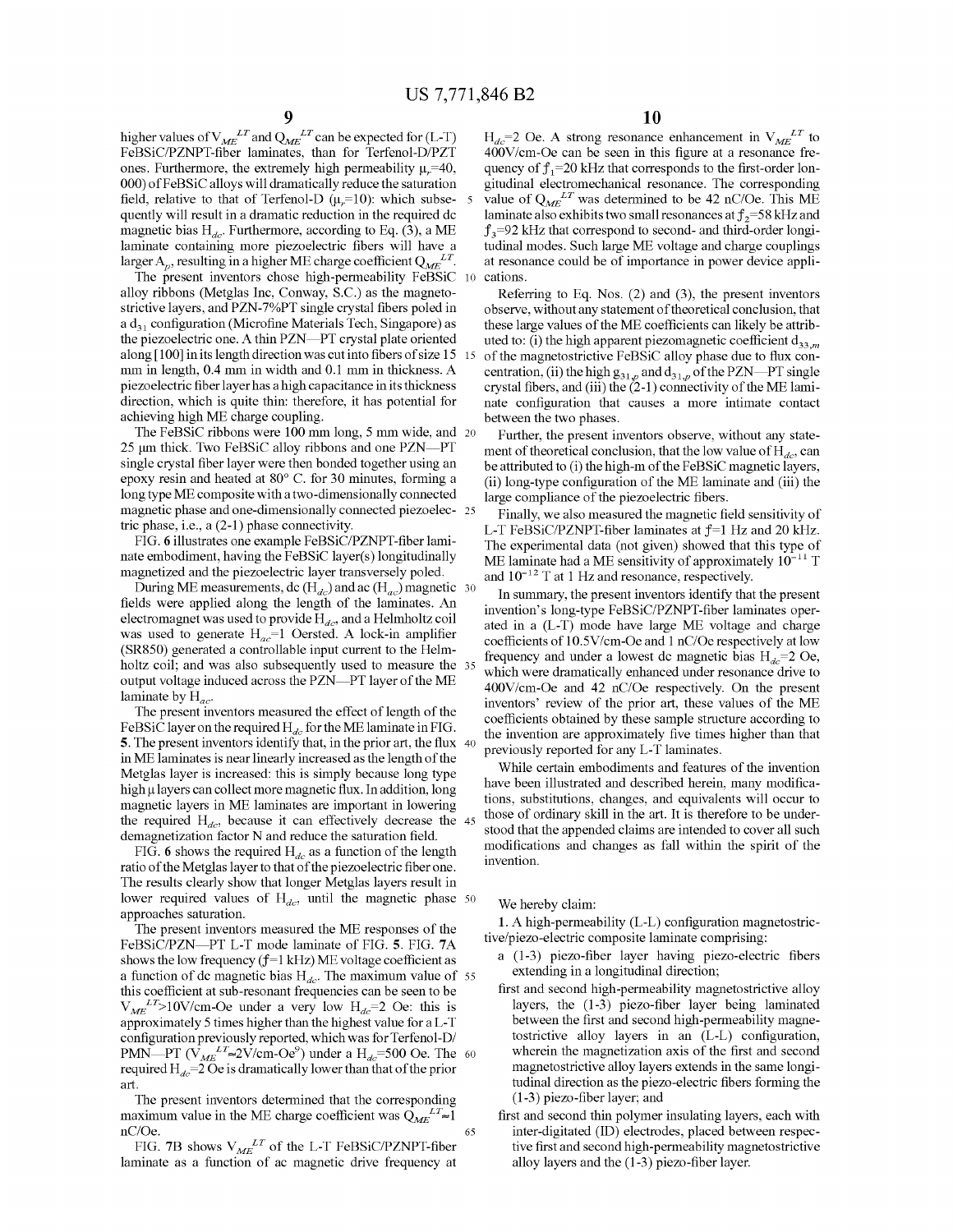higher values of $V_{ME}^{LT}$ and $Q_{ME}^{LT}$ can be expected for (L-T) FeBSiC/PZNPT-fiber laminates, than for Terfenol-D/PZT ones. Furthermore, the extremely high permeability $\mu_r$=40,000) of FeBSiC alloys will dramatically reduce the saturation field, relative to that of Terfenol-D ($\mu_r$=10): which subsequently will result in a dramatic reduction in the required dc magnetic bias $H_{dc}$. Furthermore, according to Eq. (3), a ME laminate containing more piezoelectric fibers will have a larger $A_p$, resulting in a higher ME charge coefficient $Q_{ME}^{LT}$.

The present inventors chose high-permeability FeBSiC alloy ribbons (Metglas Inc, Conway, S.C.) as the magnetostrictive layers, and PZN-7%PT single crystal fibers poled in a $d_{31}$ configuration (Microfine Materials Tech, Singapore) as the piezoelectric one. A thin PZN—PT crystal plate oriented along [100] in its length direction was cut into fibers of size 15 mm in length, 0.4 mm in width and 0.1 mm in thickness. A piezoelectric fiber layer has a high capacitance in its thickness direction, which is quite thin: therefore, it has potential for achieving high ME charge coupling.

The FeBSiC ribbons were 100 mm long, 5 mm wide, and 25 μm thick. Two FeBSiC alloy ribbons and one PZN—PT single crystal fiber layer were then bonded together using an epoxy resin and heated at 80° C. for 30 minutes, forming a long type ME composite with a two-dimensionally connected magnetic phase and one-dimensionally connected piezoelectric phase, i.e., a (2-1) phase connectivity.

FIG. 6 illustrates one example FeBSiC/PZNPT-fiber laminate embodiment, having the FeBSiC layer(s) longitudinally magnetized and the piezoelectric layer transversely poled.

During ME measurements, dc ($H_{dc}$) and ac ($H_{ac}$) magnetic fields were applied along the length of the laminates. An electromagnet was used to provide $H_{dc}$, and a Helmholtz coil was used to generate $H_{ac}$=1 Oersted. A lock-in amplifier (SR850) generated a controllable input current to the Helmholtz coil; and was also subsequently used to measure the output voltage induced across the PZN—PT layer of the ME laminate by $H_{ac}$.

The present inventors measured the effect of length of the FeBSiC layer on the required $H_{dc}$ for the ME laminate in FIG. 5. The present inventors identify that, in the prior art, the flux in ME laminates is near linearly increased as the length of the Metglas layer is increased: this is simply because long type high μ layers can collect more magnetic flux. In addition, long magnetic layers in ME laminates are important in lowering the required $H_{dc}$, because it can effectively decrease the demagnetization factor N and reduce the saturation field.

FIG. 6 shows the required $H_{dc}$ as a function of the length ratio of the Metglas layer to that of the piezoelectric fiber one. The results clearly show that longer Metglas layers result in lower required values of $H_{dc}$, until the magnetic phase approaches saturation.

The present inventors measured the ME responses of the FeBSiC/PZN—PT L-T mode laminate of FIG. 5. FIG. 7A shows the low frequency ($f$=1 kHz) ME voltage coefficient as a function of dc magnetic bias $H_{dc}$. The maximum value of this coefficient at sub-resonant frequencies can be seen to be $V_{ME}^{LT}$>10V/cm-Oe under a very low $H_{dc}$=2 Oe: this is approximately 5 times higher than the highest value for a L-T configuration previously reported, which was for Terfenol-D/PMN—PT ($V_{ME}^{LT}$≈2V/cm-Oe[9]) under a $H_{dc}$=500 Oe. The required $H_{dc}$=2 Oe is dramatically lower than that of the prior art.

The present inventors determined that the corresponding maximum value in the ME charge coefficient was $Q_{ME}^{LT}$≈1 nC/Oe.

FIG. 7B shows $V_{ME}^{LT}$ of the L-T FeBSiC/PZNPT-fiber laminate as a function of ac magnetic drive frequency at $H_{dc}$=2 Oe. A strong resonance enhancement in $V_{ME}^{LT}$ to 400V/cm-Oe can be seen in this figure at a resonance frequency of $f_1$=20 kHz that corresponds to the first-order longitudinal electromechanical resonance. The corresponding value of $Q_{ME}^{LT}$ was determined to be 42 nC/Oe. This ME laminate also exhibits two small resonances at $f_2$=58 kHz and $f_3$=92 kHz that correspond to second- and third-order longitudinal modes. Such large ME voltage and charge couplings at resonance could be of importance in power device applications.

Referring to Eq. Nos. (2) and (3), the present inventors observe, without any statement of theoretical conclusion, that these large values of the ME coefficients can likely be attributed to: (i) the high apparent piezomagnetic coefficient $d_{33,m}$ of the magnetostrictive FeBSiC alloy phase due to flux concentration, (ii) the high $g_{31,p}$ and $d_{31,p}$ of the PZN—PT single crystal fibers, and (iii) the (2-1) connectivity of the ME laminate configuration that causes a more intimate contact between the two phases.

Further, the present inventors observe, without any statement of theoretical conclusion, that the low value of $H_{dc}$ can be attributed to (i) the high-m of the FeBSiC magnetic layers, (ii) long-type configuration of the ME laminate and (iii) the large compliance of the piezoelectric fibers.

Finally, we also measured the magnetic field sensitivity of L-T FeBSiC/PZNPT-fiber laminates at $f$=1 Hz and 20 kHz. The experimental data (not given) showed that this type of ME laminate had a ME sensitivity of approximately $10^{-11}$ T and $10^{-12}$ T at 1 Hz and resonance, respectively.

In summary, the present inventors identify that the present invention's long-type FeBSiC/PZNPT-fiber laminates operated in a (L-T) mode have large ME voltage and charge coefficients of 10.5V/cm-Oe and 1 nC/Oe respectively at low frequency and under a lowest dc magnetic bias $H_{dc}$=2 Oe, which were dramatically enhanced under resonance drive to 400V/cm-Oe and 42 nC/Oe respectively. On the present inventors' review of the prior art, these values of the ME coefficients obtained by these sample structure according to the invention are approximately five times higher than that previously reported for any L-T laminates.

While certain embodiments and features of the invention have been illustrated and described herein, many modifications, substitutions, changes, and equivalents will occur to those of ordinary skill in the art. It is therefore to be understood that the appended claims are intended to cover all such modifications and changes as fall within the spirit of the invention.

We hereby claim:

1. A high-permeability (L-L) configuration magnetostrictive/piezo-electric composite laminate comprising:
   - a (1-3) piezo-fiber layer having piezo-electric fibers extending in a longitudinal direction;
   - first and second high-permeability magnetostrictive alloy layers, the (1-3) piezo-fiber layer being laminated between the first and second high-permeability magnetostrictive alloy layers in an (L-L) configuration, wherein the magnetization axis of the first and second magnetostrictive alloy layers extends in the same longitudinal direction as the piezo-electric fibers forming the (1-3) piezo-fiber layer; and
   - first and second thin polymer insulating layers, each with inter-digitated (ID) electrodes, placed between respective first and second high-permeability magnetostrictive alloy layers and the (1-3) piezo-fiber layer.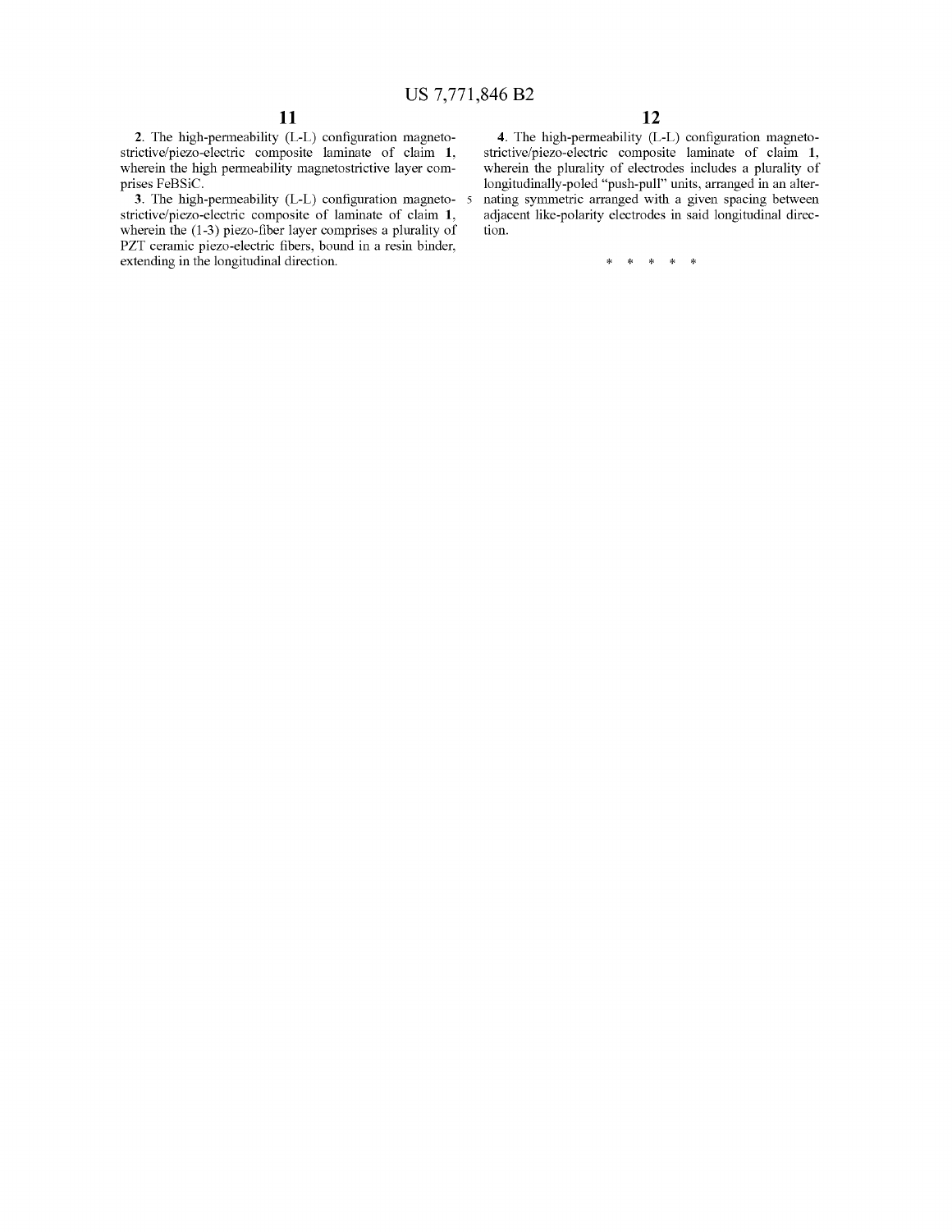**2**. The high-permeability (L-L) configuration magnetostrictive/piezo-electric composite laminate of claim **1**, wherein the high permeability magnetostrictive layer comprises FeBSiC.

**3**. The high-permeability (L-L) configuration magnetostrictive/piezo-electric composite of laminate of claim **1**, wherein the (1-3) piezo-fiber layer comprises a plurality of PZT ceramic piezo-electric fibers, bound in a resin binder, extending in the longitudinal direction.

**4**. The high-permeability (L-L) configuration magnetostrictive/piezo-electric composite laminate of claim **1**, wherein the plurality of electrodes includes a plurality of longitudinally-poled "push-pull" units, arranged in an alternating symmetric arranged with a given spacing between adjacent like-polarity electrodes in said longitudinal direction.

* * * * *